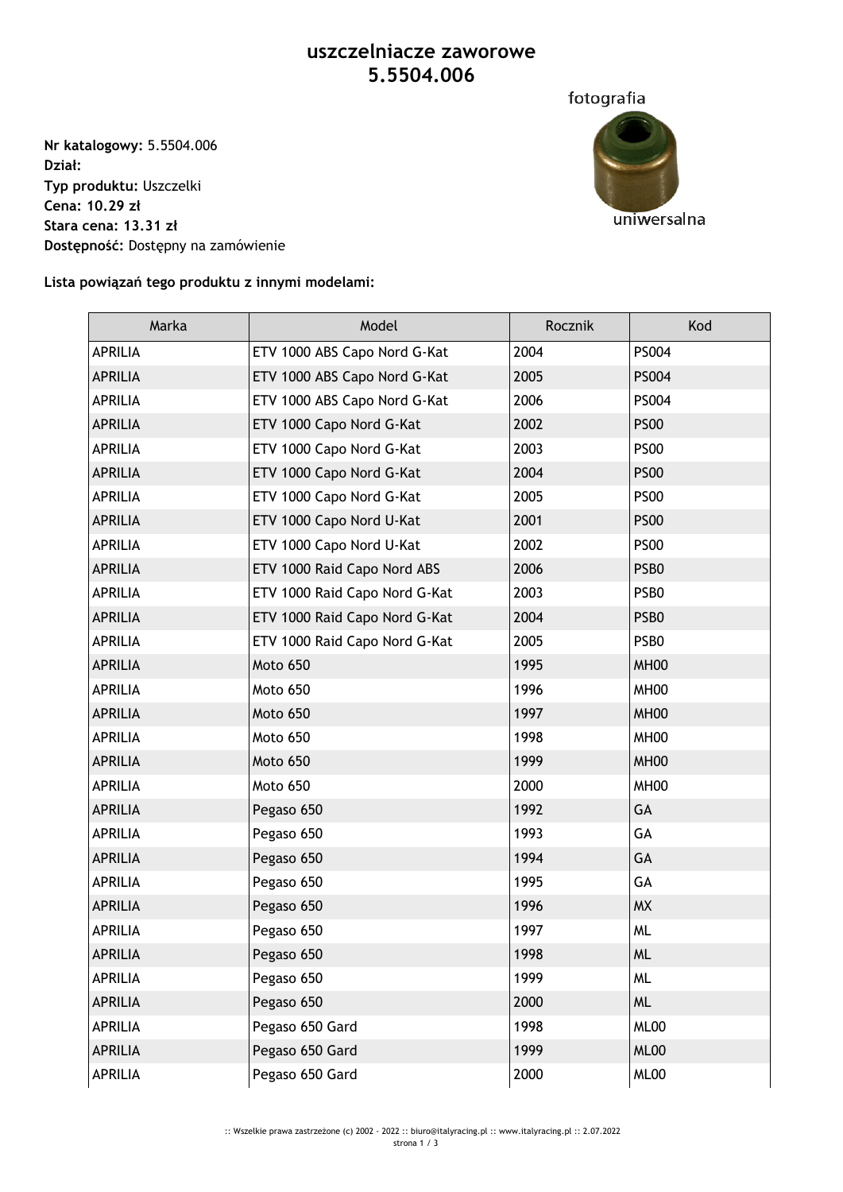# uszczelniacze zaworowe
# 5.5504.006

fotografia

uniwersalna

**Nr katalogowy:** 5.5504.006
**Dział:**
**Typ produktu:** Uszczelki
**Cena: 10.29 zł**
**Stara cena: 13.31 zł**
**Dostępność:** Dostępny na zamówienie

**Lista powiązań tego produktu z innymi modelami:**

| Marka | Model | Rocznik | Kod |
|---|---|---|---|
| APRILIA | ETV 1000 ABS Capo Nord G-Kat | 2004 | PS004 |
| APRILIA | ETV 1000 ABS Capo Nord G-Kat | 2005 | PS004 |
| APRILIA | ETV 1000 ABS Capo Nord G-Kat | 2006 | PS004 |
| APRILIA | ETV 1000 Capo Nord G-Kat | 2002 | PS00 |
| APRILIA | ETV 1000 Capo Nord G-Kat | 2003 | PS00 |
| APRILIA | ETV 1000 Capo Nord G-Kat | 2004 | PS00 |
| APRILIA | ETV 1000 Capo Nord G-Kat | 2005 | PS00 |
| APRILIA | ETV 1000 Capo Nord U-Kat | 2001 | PS00 |
| APRILIA | ETV 1000 Capo Nord U-Kat | 2002 | PS00 |
| APRILIA | ETV 1000 Raid Capo Nord ABS | 2006 | PSB0 |
| APRILIA | ETV 1000 Raid Capo Nord G-Kat | 2003 | PSB0 |
| APRILIA | ETV 1000 Raid Capo Nord G-Kat | 2004 | PSB0 |
| APRILIA | ETV 1000 Raid Capo Nord G-Kat | 2005 | PSB0 |
| APRILIA | Moto 650 | 1995 | MH00 |
| APRILIA | Moto 650 | 1996 | MH00 |
| APRILIA | Moto 650 | 1997 | MH00 |
| APRILIA | Moto 650 | 1998 | MH00 |
| APRILIA | Moto 650 | 1999 | MH00 |
| APRILIA | Moto 650 | 2000 | MH00 |
| APRILIA | Pegaso 650 | 1992 | GA |
| APRILIA | Pegaso 650 | 1993 | GA |
| APRILIA | Pegaso 650 | 1994 | GA |
| APRILIA | Pegaso 650 | 1995 | GA |
| APRILIA | Pegaso 650 | 1996 | MX |
| APRILIA | Pegaso 650 | 1997 | ML |
| APRILIA | Pegaso 650 | 1998 | ML |
| APRILIA | Pegaso 650 | 1999 | ML |
| APRILIA | Pegaso 650 | 2000 | ML |
| APRILIA | Pegaso 650 Gard | 1998 | ML00 |
| APRILIA | Pegaso 650 Gard | 1999 | ML00 |
| APRILIA | Pegaso 650 Gard | 2000 | ML00 |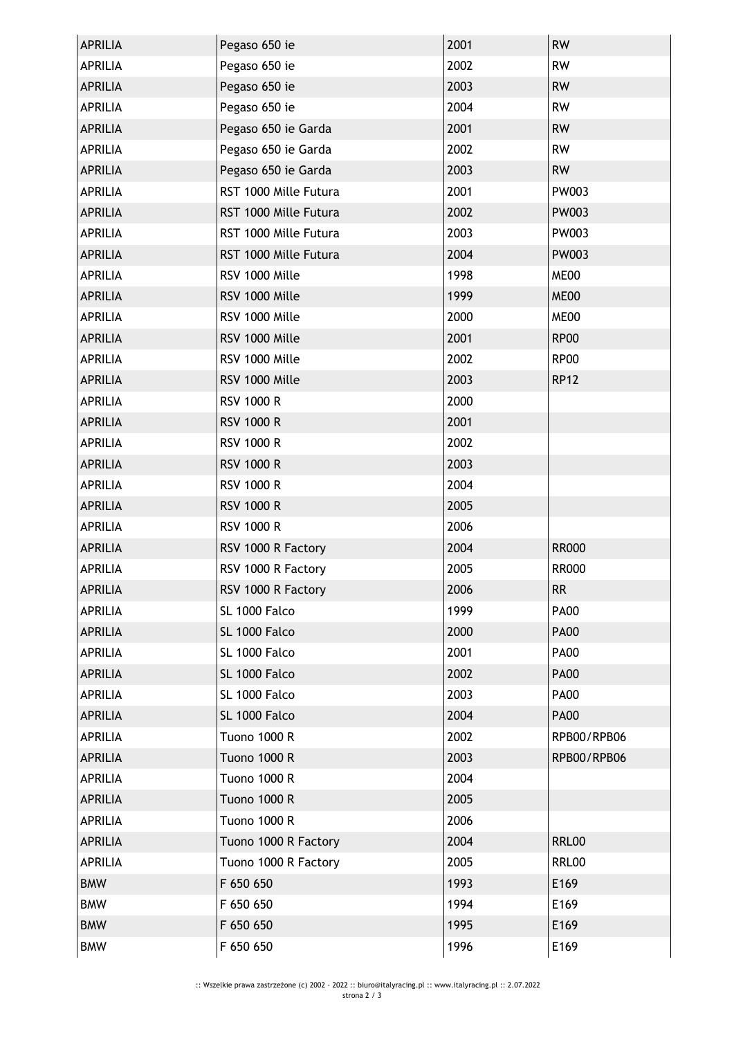| APRILIA | Pegaso 650 ie | 2001 | RW |
|---|---|---|---|
| APRILIA | Pegaso 650 ie | 2002 | RW |
| APRILIA | Pegaso 650 ie | 2003 | RW |
| APRILIA | Pegaso 650 ie | 2004 | RW |
| APRILIA | Pegaso 650 ie Garda | 2001 | RW |
| APRILIA | Pegaso 650 ie Garda | 2002 | RW |
| APRILIA | Pegaso 650 ie Garda | 2003 | RW |
| APRILIA | RST 1000 Mille Futura | 2001 | PW003 |
| APRILIA | RST 1000 Mille Futura | 2002 | PW003 |
| APRILIA | RST 1000 Mille Futura | 2003 | PW003 |
| APRILIA | RST 1000 Mille Futura | 2004 | PW003 |
| APRILIA | RSV 1000 Mille | 1998 | ME00 |
| APRILIA | RSV 1000 Mille | 1999 | ME00 |
| APRILIA | RSV 1000 Mille | 2000 | ME00 |
| APRILIA | RSV 1000 Mille | 2001 | RP00 |
| APRILIA | RSV 1000 Mille | 2002 | RP00 |
| APRILIA | RSV 1000 Mille | 2003 | RP12 |
| APRILIA | RSV 1000 R | 2000 | |
| APRILIA | RSV 1000 R | 2001 | |
| APRILIA | RSV 1000 R | 2002 | |
| APRILIA | RSV 1000 R | 2003 | |
| APRILIA | RSV 1000 R | 2004 | |
| APRILIA | RSV 1000 R | 2005 | |
| APRILIA | RSV 1000 R | 2006 | |
| APRILIA | RSV 1000 R Factory | 2004 | RR000 |
| APRILIA | RSV 1000 R Factory | 2005 | RR000 |
| APRILIA | RSV 1000 R Factory | 2006 | RR |
| APRILIA | SL 1000 Falco | 1999 | PA00 |
| APRILIA | SL 1000 Falco | 2000 | PA00 |
| APRILIA | SL 1000 Falco | 2001 | PA00 |
| APRILIA | SL 1000 Falco | 2002 | PA00 |
| APRILIA | SL 1000 Falco | 2003 | PA00 |
| APRILIA | SL 1000 Falco | 2004 | PA00 |
| APRILIA | Tuono 1000 R | 2002 | RPB00/RPB06 |
| APRILIA | Tuono 1000 R | 2003 | RPB00/RPB06 |
| APRILIA | Tuono 1000 R | 2004 | |
| APRILIA | Tuono 1000 R | 2005 | |
| APRILIA | Tuono 1000 R | 2006 | |
| APRILIA | Tuono 1000 R Factory | 2004 | RRL00 |
| APRILIA | Tuono 1000 R Factory | 2005 | RRL00 |
| BMW | F 650 650 | 1993 | E169 |
| BMW | F 650 650 | 1994 | E169 |
| BMW | F 650 650 | 1995 | E169 |
| BMW | F 650 650 | 1996 | E169 |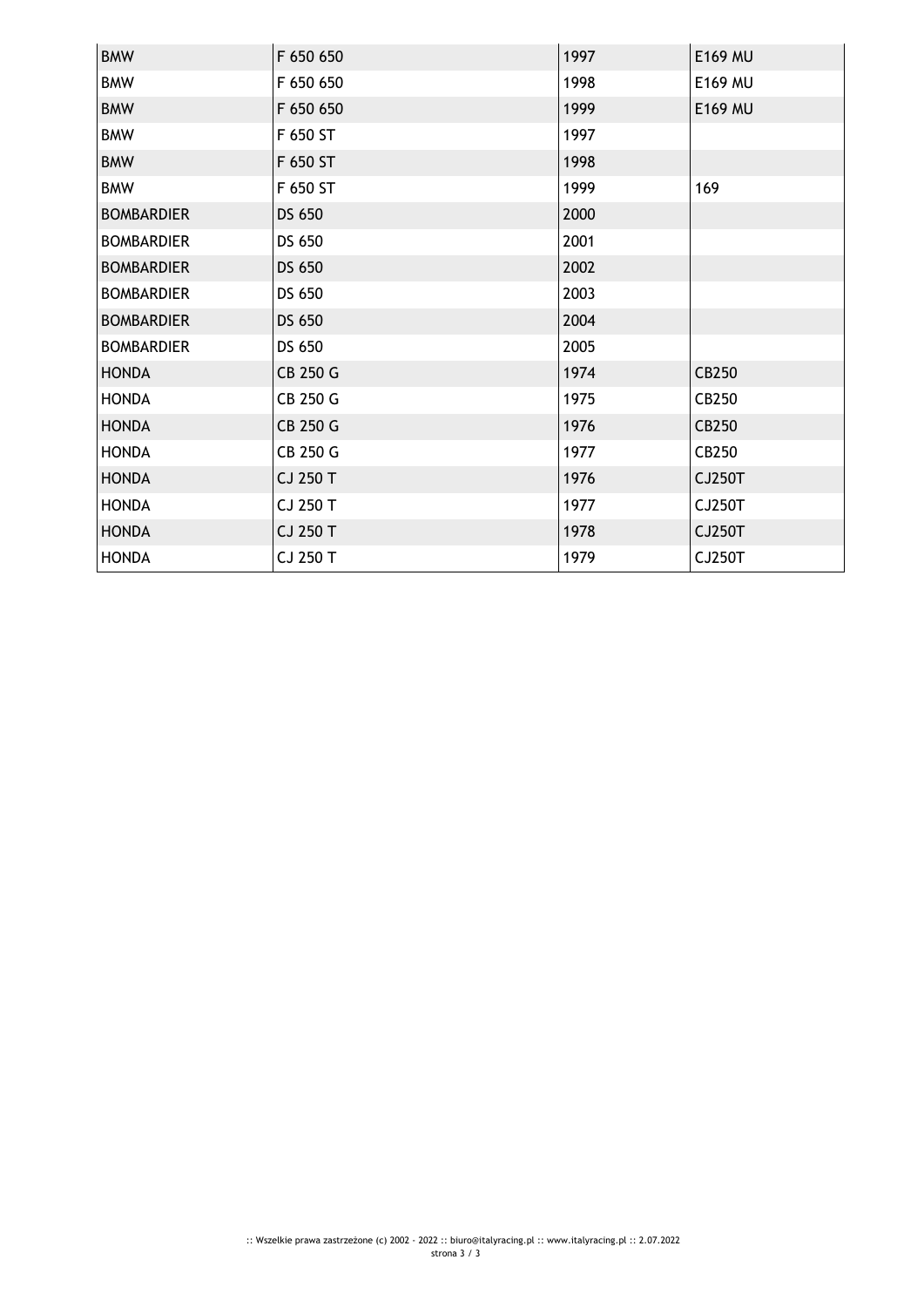| | | | |
|---|---|---|---|
| BMW | F 650 650 | 1997 | E169 MU |
| BMW | F 650 650 | 1998 | E169 MU |
| BMW | F 650 650 | 1999 | E169 MU |
| BMW | F 650 ST | 1997 | |
| BMW | F 650 ST | 1998 | |
| BMW | F 650 ST | 1999 | 169 |
| BOMBARDIER | DS 650 | 2000 | |
| BOMBARDIER | DS 650 | 2001 | |
| BOMBARDIER | DS 650 | 2002 | |
| BOMBARDIER | DS 650 | 2003 | |
| BOMBARDIER | DS 650 | 2004 | |
| BOMBARDIER | DS 650 | 2005 | |
| HONDA | CB 250 G | 1974 | CB250 |
| HONDA | CB 250 G | 1975 | CB250 |
| HONDA | CB 250 G | 1976 | CB250 |
| HONDA | CB 250 G | 1977 | CB250 |
| HONDA | CJ 250 T | 1976 | CJ250T |
| HONDA | CJ 250 T | 1977 | CJ250T |
| HONDA | CJ 250 T | 1978 | CJ250T |
| HONDA | CJ 250 T | 1979 | CJ250T |

:: Wszelkie prawa zastrzeżone (c) 2002 - 2022 :: biuro@italyracing.pl :: www.italyracing.pl :: 2.07.2022